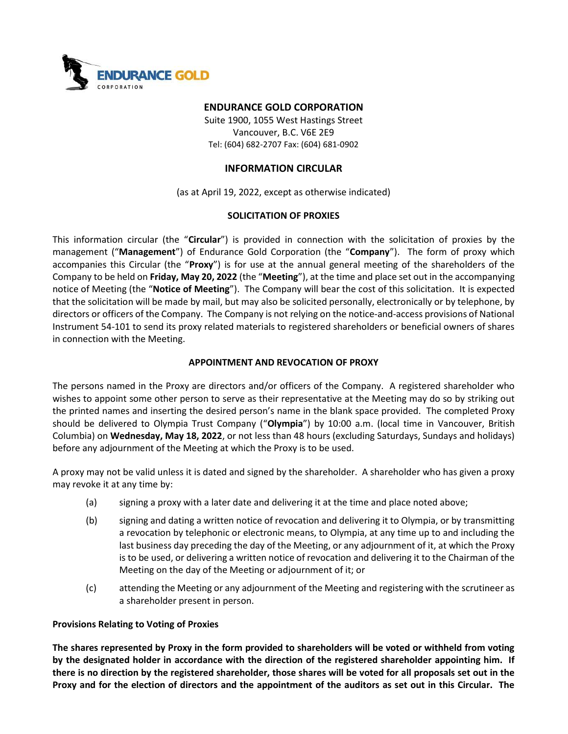# ENDURANCE GOLD CORPORATION

Suite 1900, 1055 West Hastings Street
Vancouver, B.C. V6E 2E9
Tel: (604) 682-2707 Fax: (604) 681-0902

## INFORMATION CIRCULAR

(as at April 19, 2022, except as otherwise indicated)

### SOLICITATION OF PROXIES

This information circular (the "**Circular**") is provided in connection with the solicitation of proxies by the management ("**Management**") of Endurance Gold Corporation (the "**Company**"). The form of proxy which accompanies this Circular (the "**Proxy**") is for use at the annual general meeting of the shareholders of the Company to be held on **Friday, May 20, 2022** (the "**Meeting**"), at the time and place set out in the accompanying notice of Meeting (the "**Notice of Meeting**"). The Company will bear the cost of this solicitation. It is expected that the solicitation will be made by mail, but may also be solicited personally, electronically or by telephone, by directors or officers of the Company. The Company is not relying on the notice-and-access provisions of National Instrument 54-101 to send its proxy related materials to registered shareholders or beneficial owners of shares in connection with the Meeting.

### APPOINTMENT AND REVOCATION OF PROXY

The persons named in the Proxy are directors and/or officers of the Company. A registered shareholder who wishes to appoint some other person to serve as their representative at the Meeting may do so by striking out the printed names and inserting the desired person's name in the blank space provided. The completed Proxy should be delivered to Olympia Trust Company ("**Olympia**") by 10:00 a.m. (local time in Vancouver, British Columbia) on **Wednesday, May 18, 2022**, or not less than 48 hours (excluding Saturdays, Sundays and holidays) before any adjournment of the Meeting at which the Proxy is to be used.

A proxy may not be valid unless it is dated and signed by the shareholder. A shareholder who has given a proxy may revoke it at any time by:

(a) signing a proxy with a later date and delivering it at the time and place noted above;

(b) signing and dating a written notice of revocation and delivering it to Olympia, or by transmitting a revocation by telephonic or electronic means, to Olympia, at any time up to and including the last business day preceding the day of the Meeting, or any adjournment of it, at which the Proxy is to be used, or delivering a written notice of revocation and delivering it to the Chairman of the Meeting on the day of the Meeting or adjournment of it; or

(c) attending the Meeting or any adjournment of the Meeting and registering with the scrutineer as a shareholder present in person.

**Provisions Relating to Voting of Proxies**

**The shares represented by Proxy in the form provided to shareholders will be voted or withheld from voting by the designated holder in accordance with the direction of the registered shareholder appointing him. If there is no direction by the registered shareholder, those shares will be voted for all proposals set out in the Proxy and for the election of directors and the appointment of the auditors as set out in this Circular. The**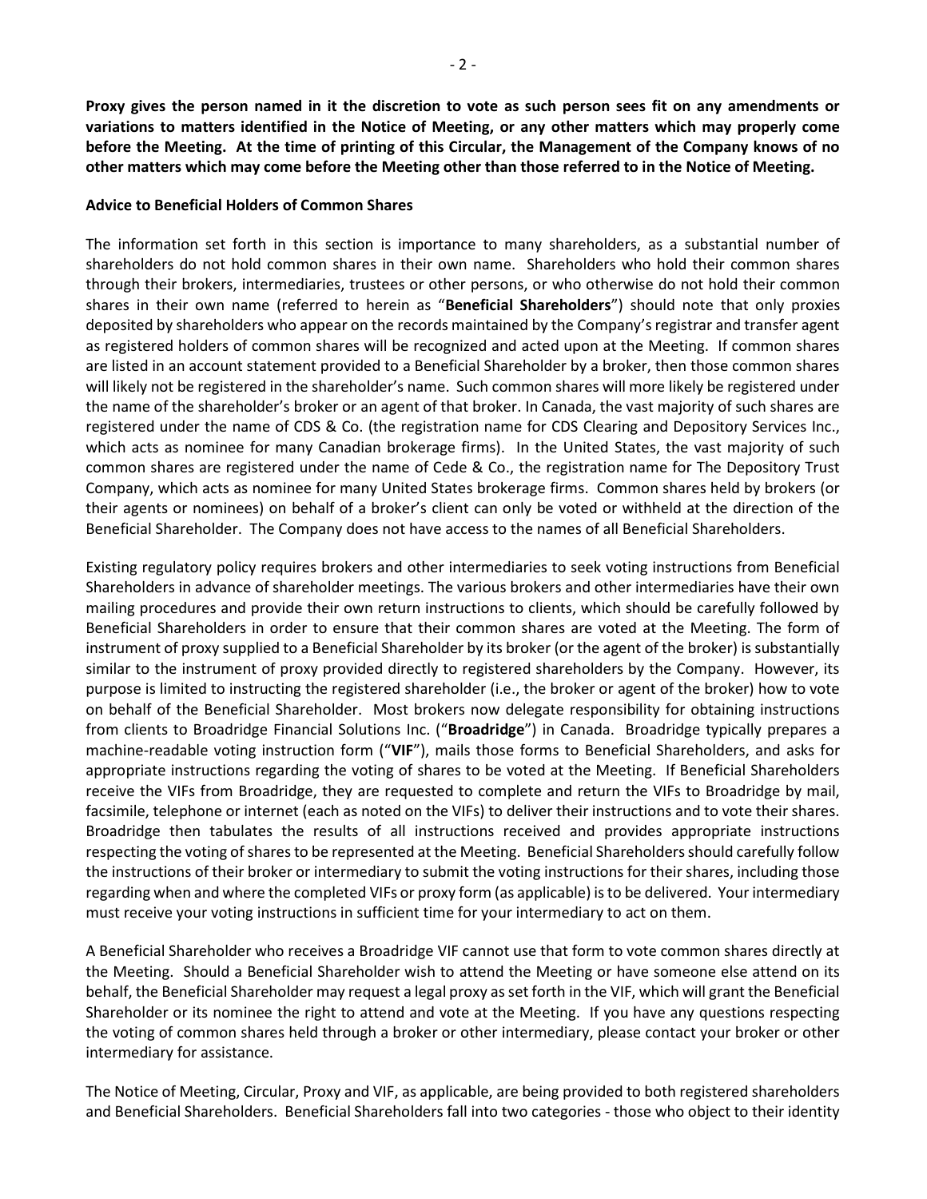**Proxy gives the person named in it the discretion to vote as such person sees fit on any amendments or variations to matters identified in the Notice of Meeting, or any other matters which may properly come before the Meeting. At the time of printing of this Circular, the Management of the Company knows of no other matters which may come before the Meeting other than those referred to in the Notice of Meeting.**

**Advice to Beneficial Holders of Common Shares**

The information set forth in this section is importance to many shareholders, as a substantial number of shareholders do not hold common shares in their own name. Shareholders who hold their common shares through their brokers, intermediaries, trustees or other persons, or who otherwise do not hold their common shares in their own name (referred to herein as "**Beneficial Shareholders**") should note that only proxies deposited by shareholders who appear on the records maintained by the Company's registrar and transfer agent as registered holders of common shares will be recognized and acted upon at the Meeting. If common shares are listed in an account statement provided to a Beneficial Shareholder by a broker, then those common shares will likely not be registered in the shareholder's name. Such common shares will more likely be registered under the name of the shareholder's broker or an agent of that broker. In Canada, the vast majority of such shares are registered under the name of CDS & Co. (the registration name for CDS Clearing and Depository Services Inc., which acts as nominee for many Canadian brokerage firms). In the United States, the vast majority of such common shares are registered under the name of Cede & Co., the registration name for The Depository Trust Company, which acts as nominee for many United States brokerage firms. Common shares held by brokers (or their agents or nominees) on behalf of a broker's client can only be voted or withheld at the direction of the Beneficial Shareholder. The Company does not have access to the names of all Beneficial Shareholders.

Existing regulatory policy requires brokers and other intermediaries to seek voting instructions from Beneficial Shareholders in advance of shareholder meetings. The various brokers and other intermediaries have their own mailing procedures and provide their own return instructions to clients, which should be carefully followed by Beneficial Shareholders in order to ensure that their common shares are voted at the Meeting. The form of instrument of proxy supplied to a Beneficial Shareholder by its broker (or the agent of the broker) is substantially similar to the instrument of proxy provided directly to registered shareholders by the Company. However, its purpose is limited to instructing the registered shareholder (i.e., the broker or agent of the broker) how to vote on behalf of the Beneficial Shareholder. Most brokers now delegate responsibility for obtaining instructions from clients to Broadridge Financial Solutions Inc. ("**Broadridge**") in Canada. Broadridge typically prepares a machine-readable voting instruction form ("**VIF**"), mails those forms to Beneficial Shareholders, and asks for appropriate instructions regarding the voting of shares to be voted at the Meeting. If Beneficial Shareholders receive the VIFs from Broadridge, they are requested to complete and return the VIFs to Broadridge by mail, facsimile, telephone or internet (each as noted on the VIFs) to deliver their instructions and to vote their shares. Broadridge then tabulates the results of all instructions received and provides appropriate instructions respecting the voting of shares to be represented at the Meeting. Beneficial Shareholders should carefully follow the instructions of their broker or intermediary to submit the voting instructions for their shares, including those regarding when and where the completed VIFs or proxy form (as applicable) is to be delivered. Your intermediary must receive your voting instructions in sufficient time for your intermediary to act on them.

A Beneficial Shareholder who receives a Broadridge VIF cannot use that form to vote common shares directly at the Meeting. Should a Beneficial Shareholder wish to attend the Meeting or have someone else attend on its behalf, the Beneficial Shareholder may request a legal proxy as set forth in the VIF, which will grant the Beneficial Shareholder or its nominee the right to attend and vote at the Meeting. If you have any questions respecting the voting of common shares held through a broker or other intermediary, please contact your broker or other intermediary for assistance.

The Notice of Meeting, Circular, Proxy and VIF, as applicable, are being provided to both registered shareholders and Beneficial Shareholders. Beneficial Shareholders fall into two categories - those who object to their identity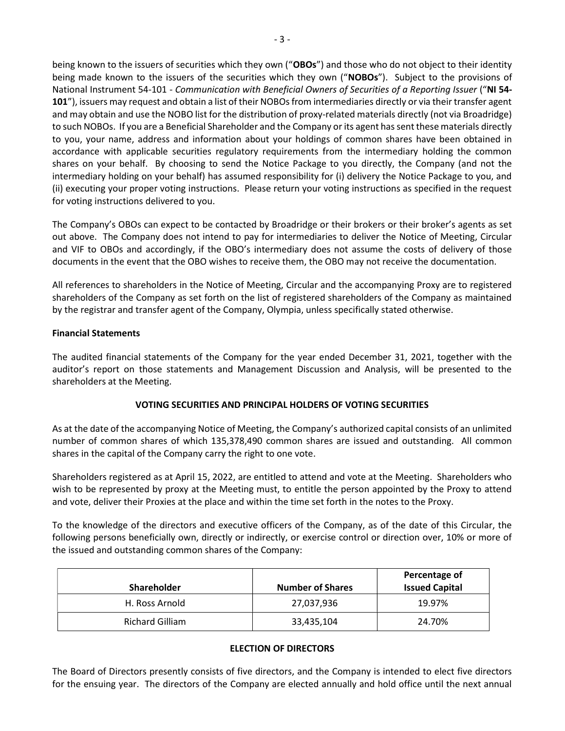being known to the issuers of securities which they own ("**OBOs**") and those who do not object to their identity being made known to the issuers of the securities which they own ("**NOBOs**"). Subject to the provisions of National Instrument 54-101 - *Communication with Beneficial Owners of Securities of a Reporting Issuer* ("**NI 54-101**"), issuers may request and obtain a list of their NOBOs from intermediaries directly or via their transfer agent and may obtain and use the NOBO list for the distribution of proxy-related materials directly (not via Broadridge) to such NOBOs. If you are a Beneficial Shareholder and the Company or its agent has sent these materials directly to you, your name, address and information about your holdings of common shares have been obtained in accordance with applicable securities regulatory requirements from the intermediary holding the common shares on your behalf. By choosing to send the Notice Package to you directly, the Company (and not the intermediary holding on your behalf) has assumed responsibility for (i) delivery the Notice Package to you, and (ii) executing your proper voting instructions. Please return your voting instructions as specified in the request for voting instructions delivered to you.

The Company's OBOs can expect to be contacted by Broadridge or their brokers or their broker's agents as set out above. The Company does not intend to pay for intermediaries to deliver the Notice of Meeting, Circular and VIF to OBOs and accordingly, if the OBO's intermediary does not assume the costs of delivery of those documents in the event that the OBO wishes to receive them, the OBO may not receive the documentation.

All references to shareholders in the Notice of Meeting, Circular and the accompanying Proxy are to registered shareholders of the Company as set forth on the list of registered shareholders of the Company as maintained by the registrar and transfer agent of the Company, Olympia, unless specifically stated otherwise.

**Financial Statements**

The audited financial statements of the Company for the year ended December 31, 2021, together with the auditor's report on those statements and Management Discussion and Analysis, will be presented to the shareholders at the Meeting.

## VOTING SECURITIES AND PRINCIPAL HOLDERS OF VOTING SECURITIES

As at the date of the accompanying Notice of Meeting, the Company's authorized capital consists of an unlimited number of common shares of which 135,378,490 common shares are issued and outstanding. All common shares in the capital of the Company carry the right to one vote.

Shareholders registered as at April 15, 2022, are entitled to attend and vote at the Meeting. Shareholders who wish to be represented by proxy at the Meeting must, to entitle the person appointed by the Proxy to attend and vote, deliver their Proxies at the place and within the time set forth in the notes to the Proxy.

To the knowledge of the directors and executive officers of the Company, as of the date of this Circular, the following persons beneficially own, directly or indirectly, or exercise control or direction over, 10% or more of the issued and outstanding common shares of the Company:

| Shareholder | Number of Shares | Percentage of Issued Capital |
|---|---|---|
| H. Ross Arnold | 27,037,936 | 19.97% |
| Richard Gilliam | 33,435,104 | 24.70% |

## ELECTION OF DIRECTORS

The Board of Directors presently consists of five directors, and the Company is intended to elect five directors for the ensuing year. The directors of the Company are elected annually and hold office until the next annual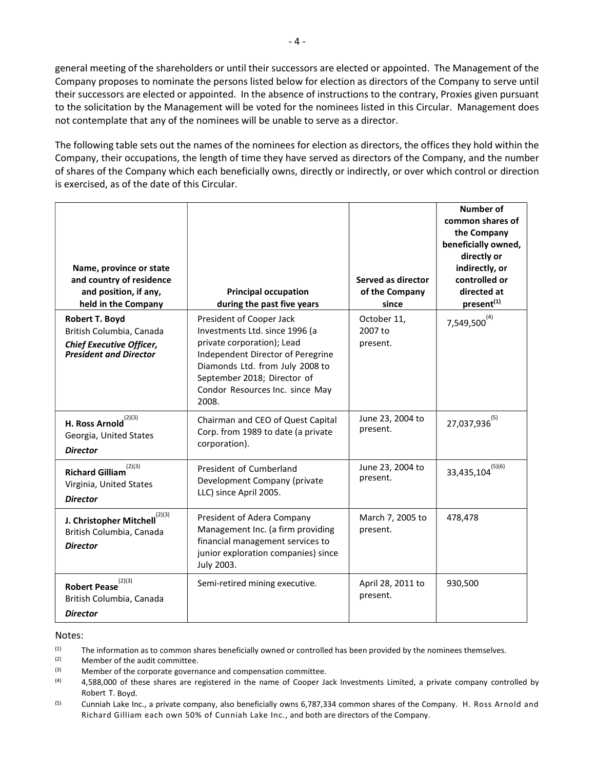general meeting of the shareholders or until their successors are elected or appointed. The Management of the Company proposes to nominate the persons listed below for election as directors of the Company to serve until their successors are elected or appointed. In the absence of instructions to the contrary, Proxies given pursuant to the solicitation by the Management will be voted for the nominees listed in this Circular. Management does not contemplate that any of the nominees will be unable to serve as a director.

The following table sets out the names of the nominees for election as directors, the offices they hold within the Company, their occupations, the length of time they have served as directors of the Company, and the number of shares of the Company which each beneficially owns, directly or indirectly, or over which control or direction is exercised, as of the date of this Circular.

| Name, province or state and country of residence and position, if any, held in the Company | Principal occupation during the past five years | Served as director of the Company since | Number of common shares of the Company beneficially owned, directly or indirectly, or controlled or directed at present[(1)] |
|---|---|---|---|
| **Robert T. Boyd**<br>British Columbia, Canada<br>***Chief Executive Officer, President and Director*** | President of Cooper Jack Investments Ltd. since 1996 (a private corporation); Lead Independent Director of Peregrine Diamonds Ltd. from July 2008 to September 2018; Director of Condor Resources Inc. since May 2008. | October 11, 2007 to present. | 7,549,500[(4)] |
| **H. Ross Arnold**[(2)(3)]<br>Georgia, United States<br>***Director*** | Chairman and CEO of Quest Capital Corp. from 1989 to date (a private corporation). | June 23, 2004 to present. | 27,037,936[(5)] |
| **Richard Gilliam**[(2)(3)]<br>Virginia, United States<br>***Director*** | President of Cumberland Development Company (private LLC) since April 2005. | June 23, 2004 to present. | 33,435,104[(5)(6)] |
| **J. Christopher Mitchell**[(2)(3)]<br>British Columbia, Canada<br>***Director*** | President of Adera Company Management Inc. (a firm providing financial management services to junior exploration companies) since July 2003. | March 7, 2005 to present. | 478,478 |
| **Robert Pease**[(2)(3)]<br>British Columbia, Canada<br>***Director*** | Semi-retired mining executive. | April 28, 2011 to present. | 930,500 |

Notes:

(1) The information as to common shares beneficially owned or controlled has been provided by the nominees themselves.

(2) Member of the audit committee.

(3) Member of the corporate governance and compensation committee.

(4) 4,588,000 of these shares are registered in the name of Cooper Jack Investments Limited, a private company controlled by Robert T. Boyd.

(5) Cunniah Lake Inc., a private company, also beneficially owns 6,787,334 common shares of the Company. H. Ross Arnold and Richard Gilliam each own 50% of Cunniah Lake Inc., and both are directors of the Company.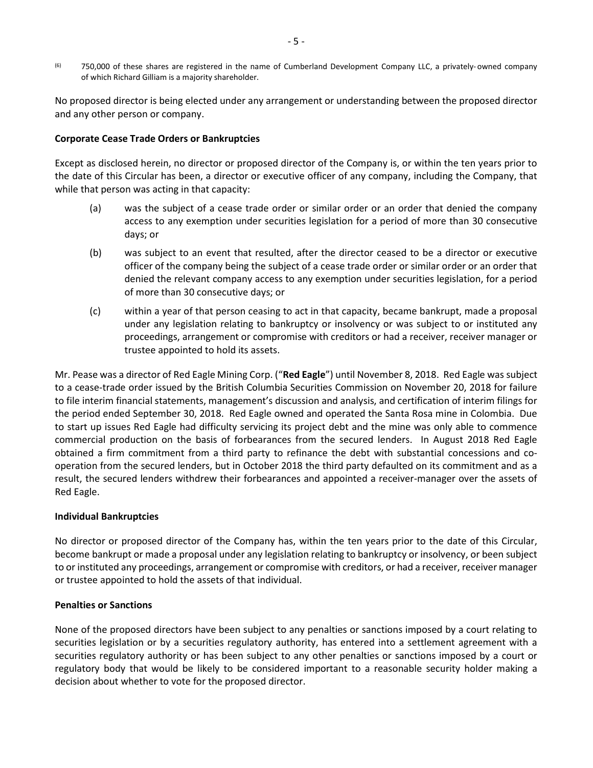[6] 750,000 of these shares are registered in the name of Cumberland Development Company LLC, a privately- owned company of which Richard Gilliam is a majority shareholder.

No proposed director is being elected under any arrangement or understanding between the proposed director and any other person or company.

**Corporate Cease Trade Orders or Bankruptcies**

Except as disclosed herein, no director or proposed director of the Company is, or within the ten years prior to the date of this Circular has been, a director or executive officer of any company, including the Company, that while that person was acting in that capacity:

(a) was the subject of a cease trade order or similar order or an order that denied the company access to any exemption under securities legislation for a period of more than 30 consecutive days; or

(b) was subject to an event that resulted, after the director ceased to be a director or executive officer of the company being the subject of a cease trade order or similar order or an order that denied the relevant company access to any exemption under securities legislation, for a period of more than 30 consecutive days; or

(c) within a year of that person ceasing to act in that capacity, became bankrupt, made a proposal under any legislation relating to bankruptcy or insolvency or was subject to or instituted any proceedings, arrangement or compromise with creditors or had a receiver, receiver manager or trustee appointed to hold its assets.

Mr. Pease was a director of Red Eagle Mining Corp. ("**Red Eagle**") until November 8, 2018. Red Eagle was subject to a cease-trade order issued by the British Columbia Securities Commission on November 20, 2018 for failure to file interim financial statements, management's discussion and analysis, and certification of interim filings for the period ended September 30, 2018. Red Eagle owned and operated the Santa Rosa mine in Colombia. Due to start up issues Red Eagle had difficulty servicing its project debt and the mine was only able to commence commercial production on the basis of forbearances from the secured lenders. In August 2018 Red Eagle obtained a firm commitment from a third party to refinance the debt with substantial concessions and co-operation from the secured lenders, but in October 2018 the third party defaulted on its commitment and as a result, the secured lenders withdrew their forbearances and appointed a receiver-manager over the assets of Red Eagle.

**Individual Bankruptcies**

No director or proposed director of the Company has, within the ten years prior to the date of this Circular, become bankrupt or made a proposal under any legislation relating to bankruptcy or insolvency, or been subject to or instituted any proceedings, arrangement or compromise with creditors, or had a receiver, receiver manager or trustee appointed to hold the assets of that individual.

**Penalties or Sanctions**

None of the proposed directors have been subject to any penalties or sanctions imposed by a court relating to securities legislation or by a securities regulatory authority, has entered into a settlement agreement with a securities regulatory authority or has been subject to any other penalties or sanctions imposed by a court or regulatory body that would be likely to be considered important to a reasonable security holder making a decision about whether to vote for the proposed director.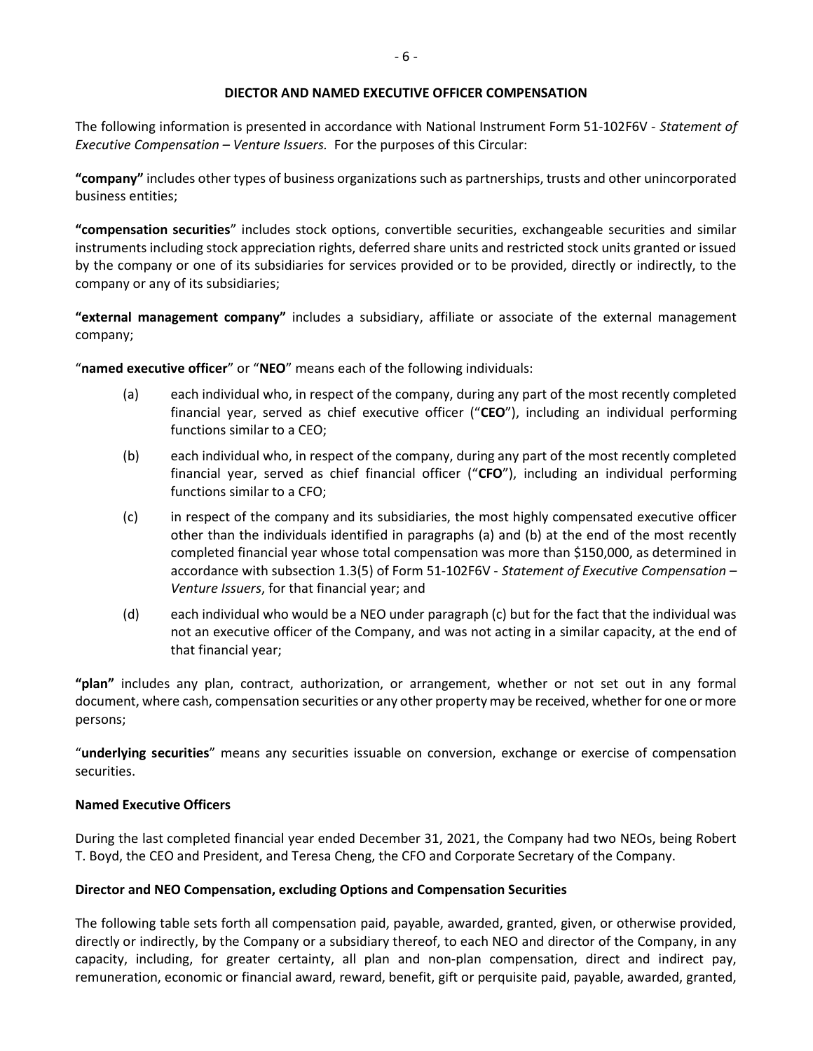## DIECTOR AND NAMED EXECUTIVE OFFICER COMPENSATION

The following information is presented in accordance with National Instrument Form 51-102F6V - *Statement of Executive Compensation – Venture Issuers.* For the purposes of this Circular:

**"company"** includes other types of business organizations such as partnerships, trusts and other unincorporated business entities;

**"compensation securities"** includes stock options, convertible securities, exchangeable securities and similar instruments including stock appreciation rights, deferred share units and restricted stock units granted or issued by the company or one of its subsidiaries for services provided or to be provided, directly or indirectly, to the company or any of its subsidiaries;

**"external management company"** includes a subsidiary, affiliate or associate of the external management company;

"**named executive officer**" or "**NEO**" means each of the following individuals:

(a) each individual who, in respect of the company, during any part of the most recently completed financial year, served as chief executive officer ("**CEO**"), including an individual performing functions similar to a CEO;

(b) each individual who, in respect of the company, during any part of the most recently completed financial year, served as chief financial officer ("**CFO**"), including an individual performing functions similar to a CFO;

(c) in respect of the company and its subsidiaries, the most highly compensated executive officer other than the individuals identified in paragraphs (a) and (b) at the end of the most recently completed financial year whose total compensation was more than $150,000, as determined in accordance with subsection 1.3(5) of Form 51-102F6V - *Statement of Executive Compensation – Venture Issuers*, for that financial year; and

(d) each individual who would be a NEO under paragraph (c) but for the fact that the individual was not an executive officer of the Company, and was not acting in a similar capacity, at the end of that financial year;

**"plan"** includes any plan, contract, authorization, or arrangement, whether or not set out in any formal document, where cash, compensation securities or any other property may be received, whether for one or more persons;

"**underlying securities**" means any securities issuable on conversion, exchange or exercise of compensation securities.

### Named Executive Officers

During the last completed financial year ended December 31, 2021, the Company had two NEOs, being Robert T. Boyd, the CEO and President, and Teresa Cheng, the CFO and Corporate Secretary of the Company.

### Director and NEO Compensation, excluding Options and Compensation Securities

The following table sets forth all compensation paid, payable, awarded, granted, given, or otherwise provided, directly or indirectly, by the Company or a subsidiary thereof, to each NEO and director of the Company, in any capacity, including, for greater certainty, all plan and non-plan compensation, direct and indirect pay, remuneration, economic or financial award, reward, benefit, gift or perquisite paid, payable, awarded, granted,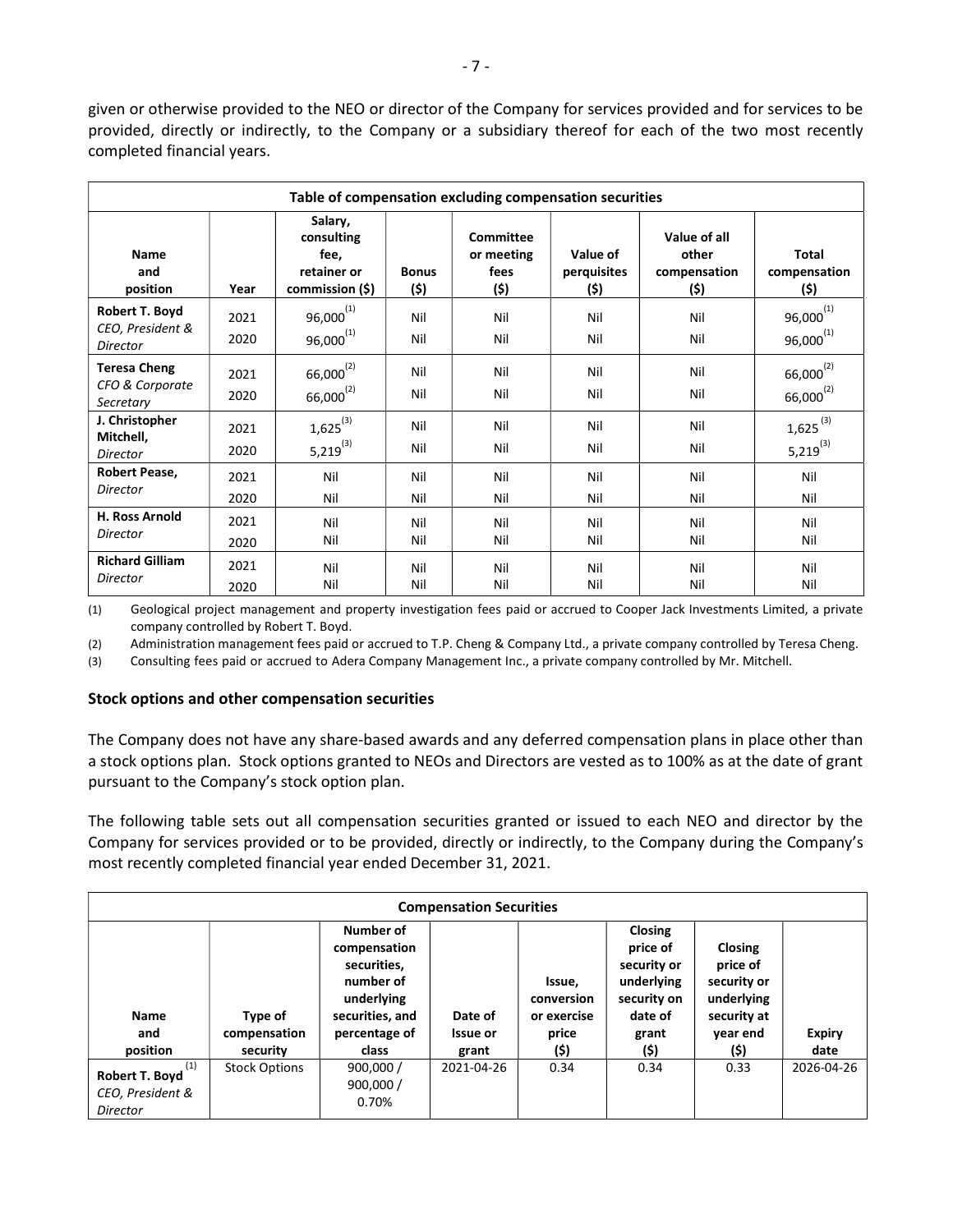given or otherwise provided to the NEO or director of the Company for services provided and for services to be provided, directly or indirectly, to the Company or a subsidiary thereof for each of the two most recently completed financial years.

| Table of compensation excluding compensation securities | | | | | | | |
|---|---|---|---|---|---|---|---|
| **Name and position** | **Year** | **Salary, consulting fee, retainer or commission ($)** | **Bonus ($)** | **Committee or meeting fees ($)** | **Value of perquisites ($)** | **Value of all other compensation ($)** | **Total compensation ($)** |
| **Robert T. Boyd** *CEO, President & Director* | 2021 | 96,000[(1)] | Nil | Nil | Nil | Nil | 96,000[(1)] |
| | 2020 | 96,000[(1)] | Nil | Nil | Nil | Nil | 96,000[(1)] |
| **Teresa Cheng** *CFO & Corporate Secretary* | 2021 | 66,000[(2)] | Nil | Nil | Nil | Nil | 66,000[(2)] |
| | 2020 | 66,000[(2)] | Nil | Nil | Nil | Nil | 66,000[(2)] |
| **J. Christopher Mitchell,** *Director* | 2021 | 1,625[(3)] | Nil | Nil | Nil | Nil | 1,625[(3)] |
| | 2020 | 5,219[(3)] | Nil | Nil | Nil | Nil | 5,219[(3)] |
| **Robert Pease,** *Director* | 2021 | Nil | Nil | Nil | Nil | Nil | Nil |
| | 2020 | Nil | Nil | Nil | Nil | Nil | Nil |
| **H. Ross Arnold** *Director* | 2021 | Nil | Nil | Nil | Nil | Nil | Nil |
| | 2020 | Nil | Nil | Nil | Nil | Nil | Nil |
| **Richard Gilliam** *Director* | 2021 | Nil | Nil | Nil | Nil | Nil | Nil |
| | 2020 | Nil | Nil | Nil | Nil | Nil | Nil |

(1) Geological project management and property investigation fees paid or accrued to Cooper Jack Investments Limited, a private company controlled by Robert T. Boyd.

(2) Administration management fees paid or accrued to T.P. Cheng & Company Ltd., a private company controlled by Teresa Cheng.

(3) Consulting fees paid or accrued to Adera Company Management Inc., a private company controlled by Mr. Mitchell.

### Stock options and other compensation securities

The Company does not have any share-based awards and any deferred compensation plans in place other than a stock options plan. Stock options granted to NEOs and Directors are vested as to 100% as at the date of grant pursuant to the Company's stock option plan.

The following table sets out all compensation securities granted or issued to each NEO and director by the Company for services provided or to be provided, directly or indirectly, to the Company during the Company's most recently completed financial year ended December 31, 2021.

| Compensation Securities | | | | | | | |
|---|---|---|---|---|---|---|---|
| **Name and position** | **Type of compensation security** | **Number of compensation securities, number of underlying securities, and percentage of class** | **Date of Issue or grant** | **Issue, conversion or exercise price ($)** | **Closing price of security or underlying security on date of grant ($)** | **Closing price of security or underlying security at year end ($)** | **Expiry date** |
| **Robert T. Boyd**[(1)] *CEO, President & Director* | Stock Options | 900,000 / 900,000 / 0.70% | 2021-04-26 | 0.34 | 0.34 | 0.33 | 2026-04-26 |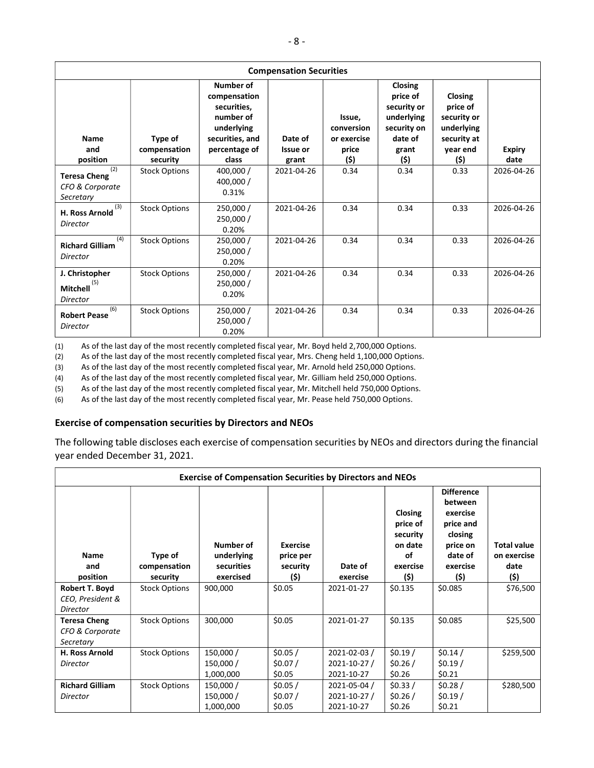| Compensation Securities | | | | | | | |
|---|---|---|---|---|---|---|---|
| Name and position | Type of compensation security | Number of compensation securities, number of underlying securities, and percentage of class | Date of Issue or grant | Issue, conversion or exercise price ($) | Closing price of security or underlying security on date of grant ($) | Closing price of security or underlying security at year end ($) | Expiry date |
| **Teresa Cheng** (2) *CFO & Corporate Secretary* | Stock Options | 400,000 / 400,000 / 0.31% | 2021-04-26 | 0.34 | 0.34 | 0.33 | 2026-04-26 |
| **H. Ross Arnold** (3) *Director* | Stock Options | 250,000 / 250,000 / 0.20% | 2021-04-26 | 0.34 | 0.34 | 0.33 | 2026-04-26 |
| **Richard Gilliam** (4) *Director* | Stock Options | 250,000 / 250,000 / 0.20% | 2021-04-26 | 0.34 | 0.34 | 0.33 | 2026-04-26 |
| **J. Christopher Mitchell** (5) *Director* | Stock Options | 250,000 / 250,000 / 0.20% | 2021-04-26 | 0.34 | 0.34 | 0.33 | 2026-04-26 |
| **Robert Pease** (6) *Director* | Stock Options | 250,000 / 250,000 / 0.20% | 2021-04-26 | 0.34 | 0.34 | 0.33 | 2026-04-26 |

(1) As of the last day of the most recently completed fiscal year, Mr. Boyd held 2,700,000 Options.

(2) As of the last day of the most recently completed fiscal year, Mrs. Cheng held 1,100,000 Options.

(3) As of the last day of the most recently completed fiscal year, Mr. Arnold held 250,000 Options.

(4) As of the last day of the most recently completed fiscal year, Mr. Gilliam held 250,000 Options.

(5) As of the last day of the most recently completed fiscal year, Mr. Mitchell held 750,000 Options.

(6) As of the last day of the most recently completed fiscal year, Mr. Pease held 750,000 Options.

### Exercise of compensation securities by Directors and NEOs

The following table discloses each exercise of compensation securities by NEOs and directors during the financial year ended December 31, 2021.

| Exercise of Compensation Securities by Directors and NEOs | | | | | | | |
|---|---|---|---|---|---|---|---|
| Name and position | Type of compensation security | Number of underlying securities exercised | Exercise price per security ($) | Date of exercise | Closing price of security on date of exercise ($) | Difference between exercise price and closing price on date of exercise ($) | Total value on exercise date ($) |
| **Robert T. Boyd** *CEO, President & Director* | Stock Options | 900,000 | $0.05 | 2021-01-27 | $0.135 | $0.085 | $76,500 |
| **Teresa Cheng** *CFO & Corporate Secretary* | Stock Options | 300,000 | $0.05 | 2021-01-27 | $0.135 | $0.085 | $25,500 |
| **H. Ross Arnold** *Director* | Stock Options | 150,000 / 150,000 / 1,000,000 | $0.05 / $0.07 / $0.05 | 2021-02-03 / 2021-10-27 / 2021-10-27 | $0.19 / $0.26 / $0.26 | $0.14 / $0.19 / $0.21 | $259,500 |
| **Richard Gilliam** *Director* | Stock Options | 150,000 / 150,000 / 1,000,000 | $0.05 / $0.07 / $0.05 | 2021-05-04 / 2021-10-27 / 2021-10-27 | $0.33 / $0.26 / $0.26 | $0.28 / $0.19 / $0.21 | $280,500 |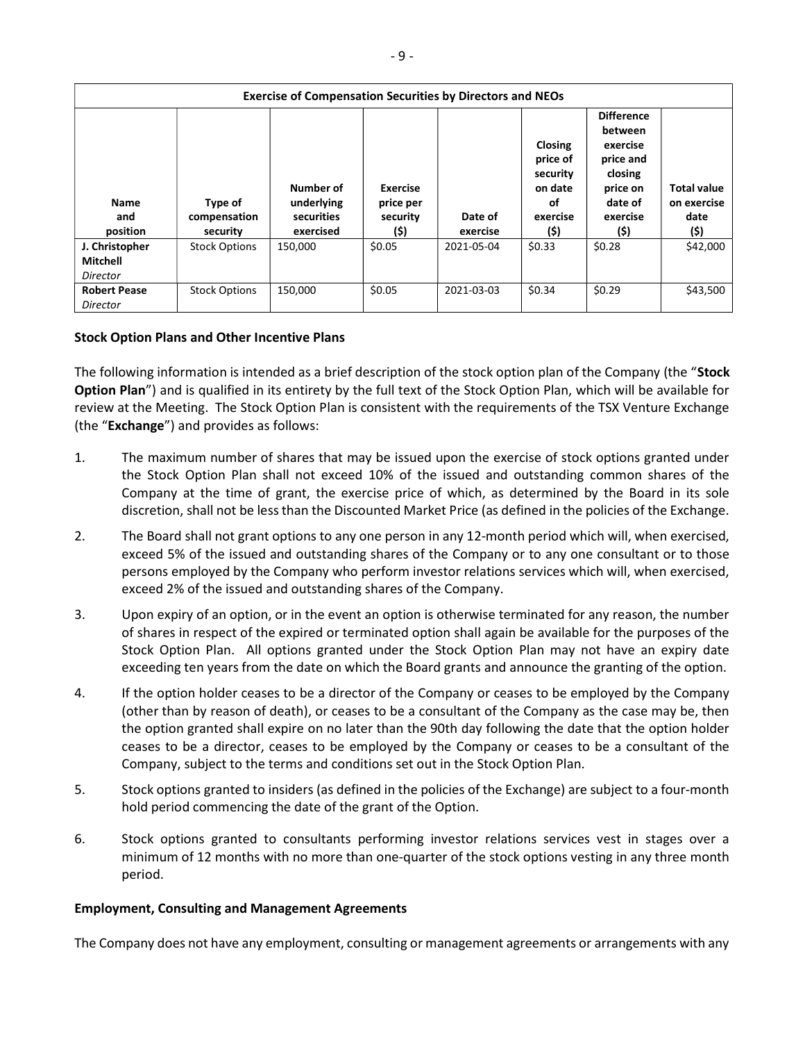| **Exercise of Compensation Securities by Directors and NEOs** | | | | | | | |
|---|---|---|---|---|---|---|---|
| **Name and position** | **Type of compensation security** | **Number of underlying securities exercised** | **Exercise price per security ($)** | **Date of exercise** | **Closing price of security on date of exercise ($)** | **Difference between exercise price and closing price on date of exercise ($)** | **Total value on exercise date ($)** |
| **J. Christopher Mitchell** *Director* | Stock Options | 150,000 | $0.05 | 2021-05-04 | $0.33 | $0.28 | $42,000 |
| **Robert Pease** *Director* | Stock Options | 150,000 | $0.05 | 2021-03-03 | $0.34 | $0.29 | $43,500 |

### Stock Option Plans and Other Incentive Plans

The following information is intended as a brief description of the stock option plan of the Company (the "**Stock Option Plan**") and is qualified in its entirety by the full text of the Stock Option Plan, which will be available for review at the Meeting. The Stock Option Plan is consistent with the requirements of the TSX Venture Exchange (the "**Exchange**") and provides as follows:

1. The maximum number of shares that may be issued upon the exercise of stock options granted under the Stock Option Plan shall not exceed 10% of the issued and outstanding common shares of the Company at the time of grant, the exercise price of which, as determined by the Board in its sole discretion, shall not be less than the Discounted Market Price (as defined in the policies of the Exchange.
2. The Board shall not grant options to any one person in any 12-month period which will, when exercised, exceed 5% of the issued and outstanding shares of the Company or to any one consultant or to those persons employed by the Company who perform investor relations services which will, when exercised, exceed 2% of the issued and outstanding shares of the Company.
3. Upon expiry of an option, or in the event an option is otherwise terminated for any reason, the number of shares in respect of the expired or terminated option shall again be available for the purposes of the Stock Option Plan. All options granted under the Stock Option Plan may not have an expiry date exceeding ten years from the date on which the Board grants and announce the granting of the option.
4. If the option holder ceases to be a director of the Company or ceases to be employed by the Company (other than by reason of death), or ceases to be a consultant of the Company as the case may be, then the option granted shall expire on no later than the 90th day following the date that the option holder ceases to be a director, ceases to be employed by the Company or ceases to be a consultant of the Company, subject to the terms and conditions set out in the Stock Option Plan.
5. Stock options granted to insiders (as defined in the policies of the Exchange) are subject to a four-month hold period commencing the date of the grant of the Option.
6. Stock options granted to consultants performing investor relations services vest in stages over a minimum of 12 months with no more than one-quarter of the stock options vesting in any three month period.

### Employment, Consulting and Management Agreements

The Company does not have any employment, consulting or management agreements or arrangements with any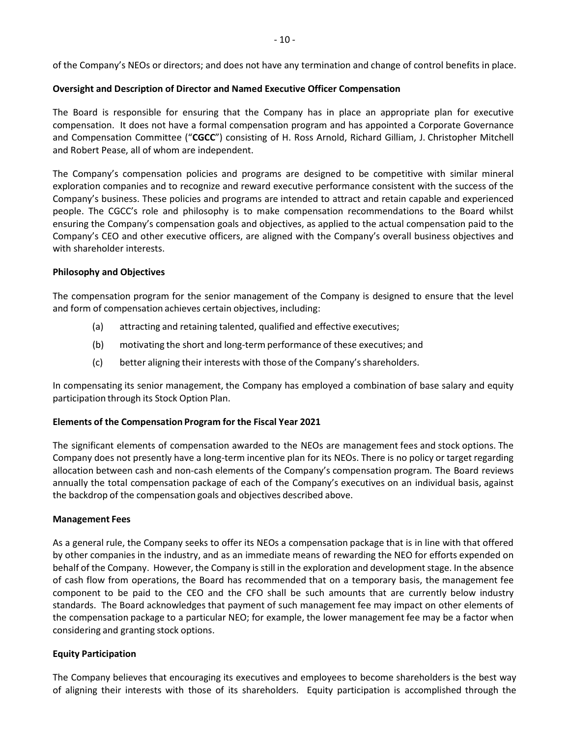of the Company's NEOs or directors; and does not have any termination and change of control benefits in place.

**Oversight and Description of Director and Named Executive Officer Compensation**

The Board is responsible for ensuring that the Company has in place an appropriate plan for executive compensation. It does not have a formal compensation program and has appointed a Corporate Governance and Compensation Committee ("**CGCC**") consisting of H. Ross Arnold, Richard Gilliam, J. Christopher Mitchell and Robert Pease, all of whom are independent.

The Company's compensation policies and programs are designed to be competitive with similar mineral exploration companies and to recognize and reward executive performance consistent with the success of the Company's business. These policies and programs are intended to attract and retain capable and experienced people. The CGCC's role and philosophy is to make compensation recommendations to the Board whilst ensuring the Company's compensation goals and objectives, as applied to the actual compensation paid to the Company's CEO and other executive officers, are aligned with the Company's overall business objectives and with shareholder interests.

**Philosophy and Objectives**

The compensation program for the senior management of the Company is designed to ensure that the level and form of compensation achieves certain objectives, including:

(a) attracting and retaining talented, qualified and effective executives;

(b) motivating the short and long-term performance of these executives; and

(c) better aligning their interests with those of the Company's shareholders.

In compensating its senior management, the Company has employed a combination of base salary and equity participation through its Stock Option Plan.

**Elements of the Compensation Program for the Fiscal Year 2021**

The significant elements of compensation awarded to the NEOs are management fees and stock options. The Company does not presently have a long-term incentive plan for its NEOs. There is no policy or target regarding allocation between cash and non-cash elements of the Company's compensation program. The Board reviews annually the total compensation package of each of the Company's executives on an individual basis, against the backdrop of the compensation goals and objectives described above.

**Management Fees**

As a general rule, the Company seeks to offer its NEOs a compensation package that is in line with that offered by other companies in the industry, and as an immediate means of rewarding the NEO for efforts expended on behalf of the Company. However, the Company is still in the exploration and development stage. In the absence of cash flow from operations, the Board has recommended that on a temporary basis, the management fee component to be paid to the CEO and the CFO shall be such amounts that are currently below industry standards. The Board acknowledges that payment of such management fee may impact on other elements of the compensation package to a particular NEO; for example, the lower management fee may be a factor when considering and granting stock options.

**Equity Participation**

The Company believes that encouraging its executives and employees to become shareholders is the best way of aligning their interests with those of its shareholders. Equity participation is accomplished through the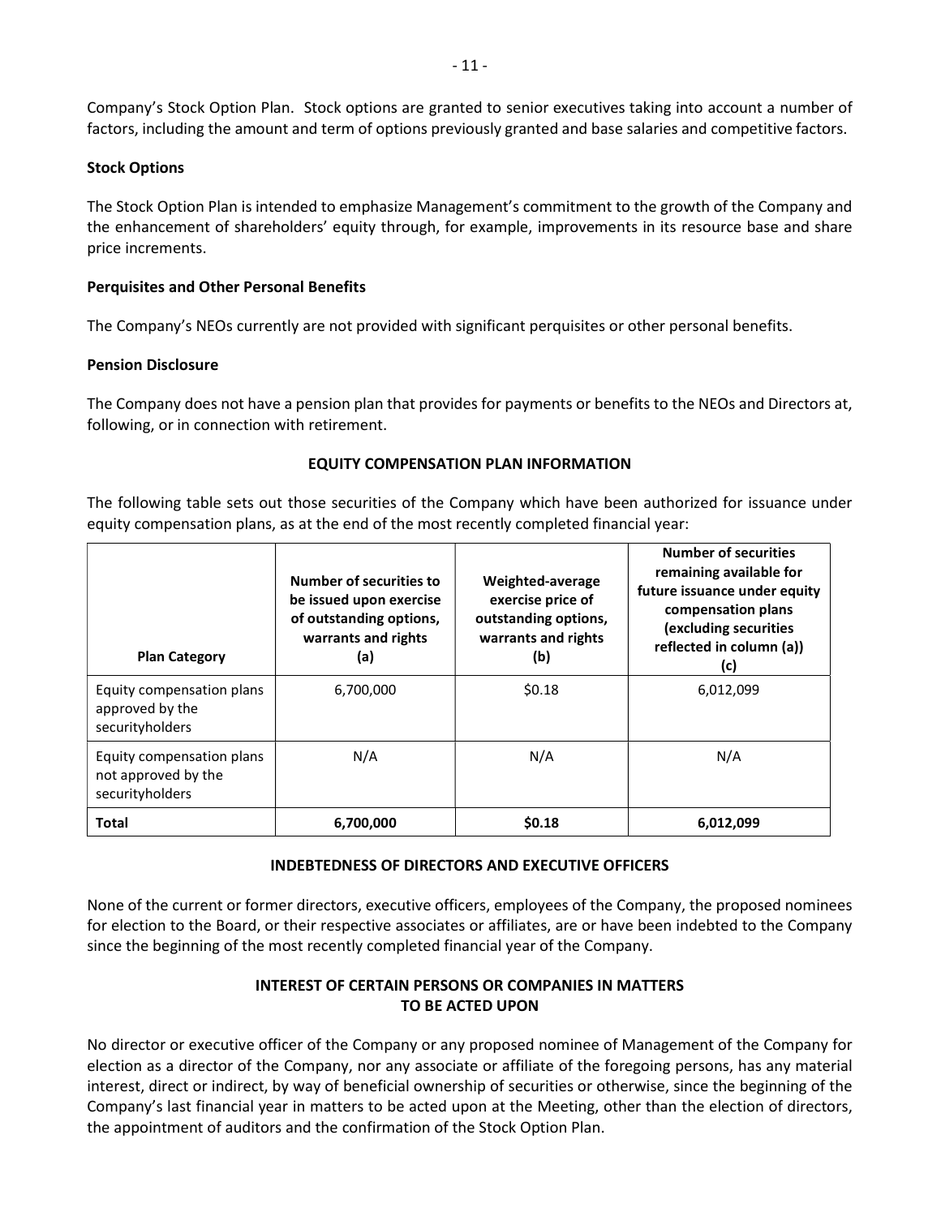Company's Stock Option Plan. Stock options are granted to senior executives taking into account a number of factors, including the amount and term of options previously granted and base salaries and competitive factors.

**Stock Options**

The Stock Option Plan is intended to emphasize Management's commitment to the growth of the Company and the enhancement of shareholders' equity through, for example, improvements in its resource base and share price increments.

**Perquisites and Other Personal Benefits**

The Company's NEOs currently are not provided with significant perquisites or other personal benefits.

**Pension Disclosure**

The Company does not have a pension plan that provides for payments or benefits to the NEOs and Directors at, following, or in connection with retirement.

## EQUITY COMPENSATION PLAN INFORMATION

The following table sets out those securities of the Company which have been authorized for issuance under equity compensation plans, as at the end of the most recently completed financial year:

| Plan Category | Number of securities to be issued upon exercise of outstanding options, warrants and rights (a) | Weighted-average exercise price of outstanding options, warrants and rights (b) | Number of securities remaining available for future issuance under equity compensation plans (excluding securities reflected in column (a)) (c) |
|---|---|---|---|
| Equity compensation plans approved by the securityholders | 6,700,000 | $0.18 | 6,012,099 |
| Equity compensation plans not approved by the securityholders | N/A | N/A | N/A |
| **Total** | **6,700,000** | **$0.18** | **6,012,099** |

## INDEBTEDNESS OF DIRECTORS AND EXECUTIVE OFFICERS

None of the current or former directors, executive officers, employees of the Company, the proposed nominees for election to the Board, or their respective associates or affiliates, are or have been indebted to the Company since the beginning of the most recently completed financial year of the Company.

## INTEREST OF CERTAIN PERSONS OR COMPANIES IN MATTERS TO BE ACTED UPON

No director or executive officer of the Company or any proposed nominee of Management of the Company for election as a director of the Company, nor any associate or affiliate of the foregoing persons, has any material interest, direct or indirect, by way of beneficial ownership of securities or otherwise, since the beginning of the Company's last financial year in matters to be acted upon at the Meeting, other than the election of directors, the appointment of auditors and the confirmation of the Stock Option Plan.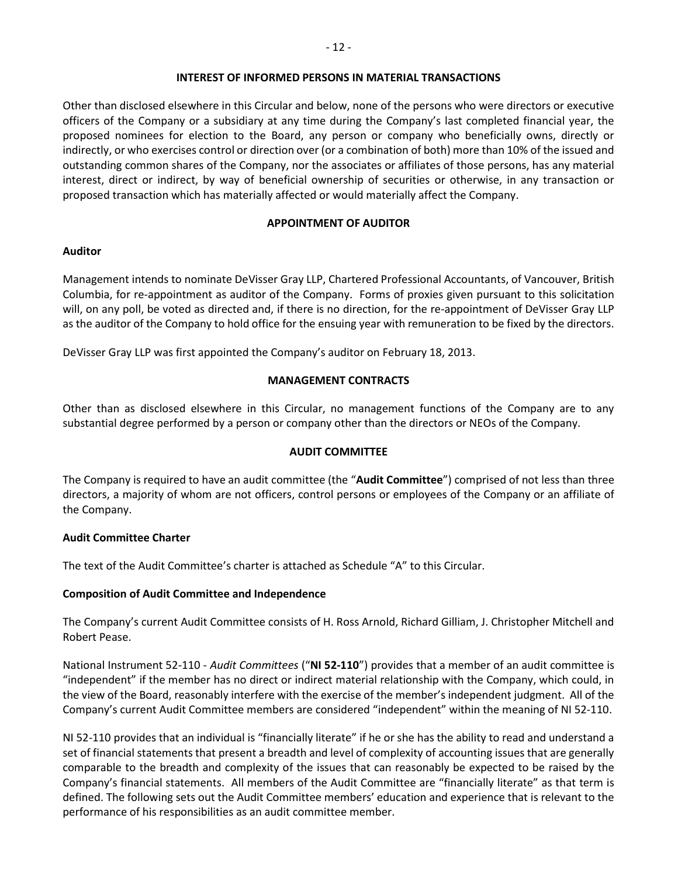## INTEREST OF INFORMED PERSONS IN MATERIAL TRANSACTIONS

Other than disclosed elsewhere in this Circular and below, none of the persons who were directors or executive officers of the Company or a subsidiary at any time during the Company's last completed financial year, the proposed nominees for election to the Board, any person or company who beneficially owns, directly or indirectly, or who exercises control or direction over (or a combination of both) more than 10% of the issued and outstanding common shares of the Company, nor the associates or affiliates of those persons, has any material interest, direct or indirect, by way of beneficial ownership of securities or otherwise, in any transaction or proposed transaction which has materially affected or would materially affect the Company.

## APPOINTMENT OF AUDITOR

### Auditor

Management intends to nominate DeVisser Gray LLP, Chartered Professional Accountants, of Vancouver, British Columbia, for re-appointment as auditor of the Company. Forms of proxies given pursuant to this solicitation will, on any poll, be voted as directed and, if there is no direction, for the re-appointment of DeVisser Gray LLP as the auditor of the Company to hold office for the ensuing year with remuneration to be fixed by the directors.

DeVisser Gray LLP was first appointed the Company's auditor on February 18, 2013.

## MANAGEMENT CONTRACTS

Other than as disclosed elsewhere in this Circular, no management functions of the Company are to any substantial degree performed by a person or company other than the directors or NEOs of the Company.

## AUDIT COMMITTEE

The Company is required to have an audit committee (the "**Audit Committee**") comprised of not less than three directors, a majority of whom are not officers, control persons or employees of the Company or an affiliate of the Company.

### Audit Committee Charter

The text of the Audit Committee's charter is attached as Schedule "A" to this Circular.

### Composition of Audit Committee and Independence

The Company's current Audit Committee consists of H. Ross Arnold, Richard Gilliam, J. Christopher Mitchell and Robert Pease.

National Instrument 52-110 - *Audit Committees* ("**NI 52-110**") provides that a member of an audit committee is "independent" if the member has no direct or indirect material relationship with the Company, which could, in the view of the Board, reasonably interfere with the exercise of the member's independent judgment. All of the Company's current Audit Committee members are considered "independent" within the meaning of NI 52-110.

NI 52-110 provides that an individual is "financially literate" if he or she has the ability to read and understand a set of financial statements that present a breadth and level of complexity of accounting issues that are generally comparable to the breadth and complexity of the issues that can reasonably be expected to be raised by the Company's financial statements. All members of the Audit Committee are "financially literate" as that term is defined. The following sets out the Audit Committee members' education and experience that is relevant to the performance of his responsibilities as an audit committee member.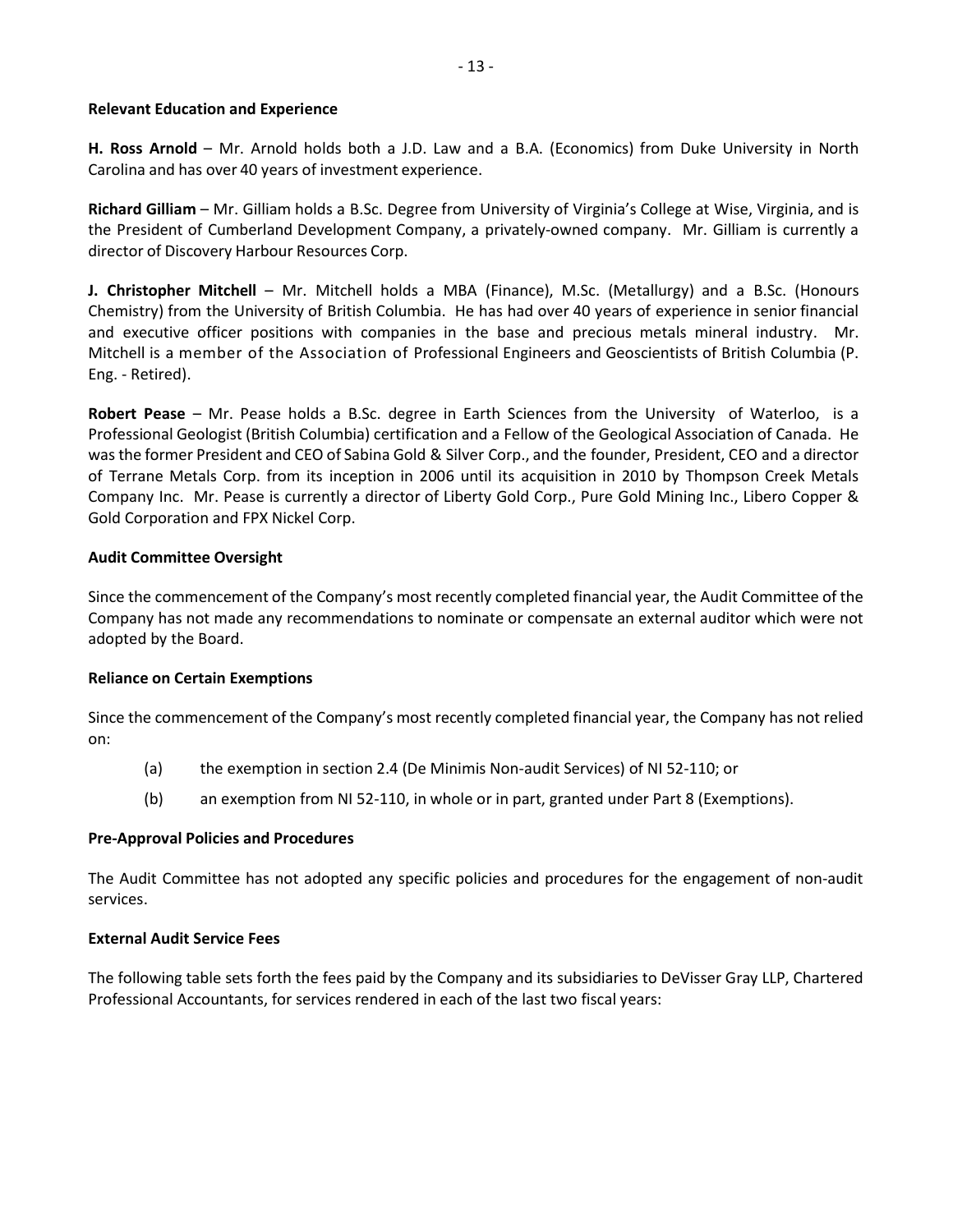**Relevant Education and Experience**

**H. Ross Arnold** – Mr. Arnold holds both a J.D. Law and a B.A. (Economics) from Duke University in North Carolina and has over 40 years of investment experience.

**Richard Gilliam** – Mr. Gilliam holds a B.Sc. Degree from University of Virginia's College at Wise, Virginia, and is the President of Cumberland Development Company, a privately-owned company. Mr. Gilliam is currently a director of Discovery Harbour Resources Corp.

**J. Christopher Mitchell** – Mr. Mitchell holds a MBA (Finance), M.Sc. (Metallurgy) and a B.Sc. (Honours Chemistry) from the University of British Columbia. He has had over 40 years of experience in senior financial and executive officer positions with companies in the base and precious metals mineral industry. Mr. Mitchell is a member of the Association of Professional Engineers and Geoscientists of British Columbia (P. Eng. - Retired).

**Robert Pease** – Mr. Pease holds a B.Sc. degree in Earth Sciences from the University of Waterloo, is a Professional Geologist (British Columbia) certification and a Fellow of the Geological Association of Canada. He was the former President and CEO of Sabina Gold & Silver Corp., and the founder, President, CEO and a director of Terrane Metals Corp. from its inception in 2006 until its acquisition in 2010 by Thompson Creek Metals Company Inc. Mr. Pease is currently a director of Liberty Gold Corp., Pure Gold Mining Inc., Libero Copper & Gold Corporation and FPX Nickel Corp.

**Audit Committee Oversight**

Since the commencement of the Company's most recently completed financial year, the Audit Committee of the Company has not made any recommendations to nominate or compensate an external auditor which were not adopted by the Board.

**Reliance on Certain Exemptions**

Since the commencement of the Company's most recently completed financial year, the Company has not relied on:

(a) the exemption in section 2.4 (De Minimis Non-audit Services) of NI 52-110; or

(b) an exemption from NI 52-110, in whole or in part, granted under Part 8 (Exemptions).

**Pre-Approval Policies and Procedures**

The Audit Committee has not adopted any specific policies and procedures for the engagement of non-audit services.

**External Audit Service Fees**

The following table sets forth the fees paid by the Company and its subsidiaries to DeVisser Gray LLP, Chartered Professional Accountants, for services rendered in each of the last two fiscal years: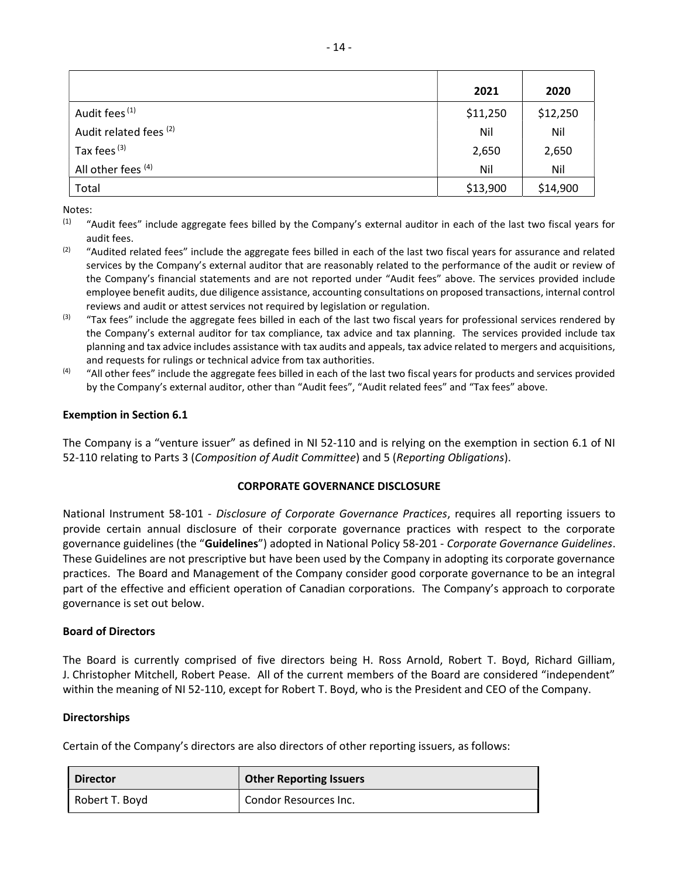| | 2021 | 2020 |
|---|---|---|
| Audit fees [(1)] | $11,250 | $12,250 |
| Audit related fees [(2)] | Nil | Nil |
| Tax fees [(3)] | 2,650 | 2,650 |
| All other fees [(4)] | Nil | Nil |
| Total | $13,900 | $14,900 |

Notes:

(1) "Audit fees" include aggregate fees billed by the Company's external auditor in each of the last two fiscal years for audit fees.

(2) "Audited related fees" include the aggregate fees billed in each of the last two fiscal years for assurance and related services by the Company's external auditor that are reasonably related to the performance of the audit or review of the Company's financial statements and are not reported under "Audit fees" above. The services provided include employee benefit audits, due diligence assistance, accounting consultations on proposed transactions, internal control reviews and audit or attest services not required by legislation or regulation.

(3) "Tax fees" include the aggregate fees billed in each of the last two fiscal years for professional services rendered by the Company's external auditor for tax compliance, tax advice and tax planning. The services provided include tax planning and tax advice includes assistance with tax audits and appeals, tax advice related to mergers and acquisitions, and requests for rulings or technical advice from tax authorities.

(4) "All other fees" include the aggregate fees billed in each of the last two fiscal years for products and services provided by the Company's external auditor, other than "Audit fees", "Audit related fees" and "Tax fees" above.

**Exemption in Section 6.1**

The Company is a "venture issuer" as defined in NI 52-110 and is relying on the exemption in section 6.1 of NI 52-110 relating to Parts 3 (*Composition of Audit Committee*) and 5 (*Reporting Obligations*).

## CORPORATE GOVERNANCE DISCLOSURE

National Instrument 58-101 - *Disclosure of Corporate Governance Practices*, requires all reporting issuers to provide certain annual disclosure of their corporate governance practices with respect to the corporate governance guidelines (the "**Guidelines**") adopted in National Policy 58-201 - *Corporate Governance Guidelines*. These Guidelines are not prescriptive but have been used by the Company in adopting its corporate governance practices. The Board and Management of the Company consider good corporate governance to be an integral part of the effective and efficient operation of Canadian corporations. The Company's approach to corporate governance is set out below.

**Board of Directors**

The Board is currently comprised of five directors being H. Ross Arnold, Robert T. Boyd, Richard Gilliam, J. Christopher Mitchell, Robert Pease. All of the current members of the Board are considered "independent" within the meaning of NI 52-110, except for Robert T. Boyd, who is the President and CEO of the Company.

**Directorships**

Certain of the Company's directors are also directors of other reporting issuers, as follows:

| Director | Other Reporting Issuers |
|---|---|
| Robert T. Boyd | Condor Resources Inc. |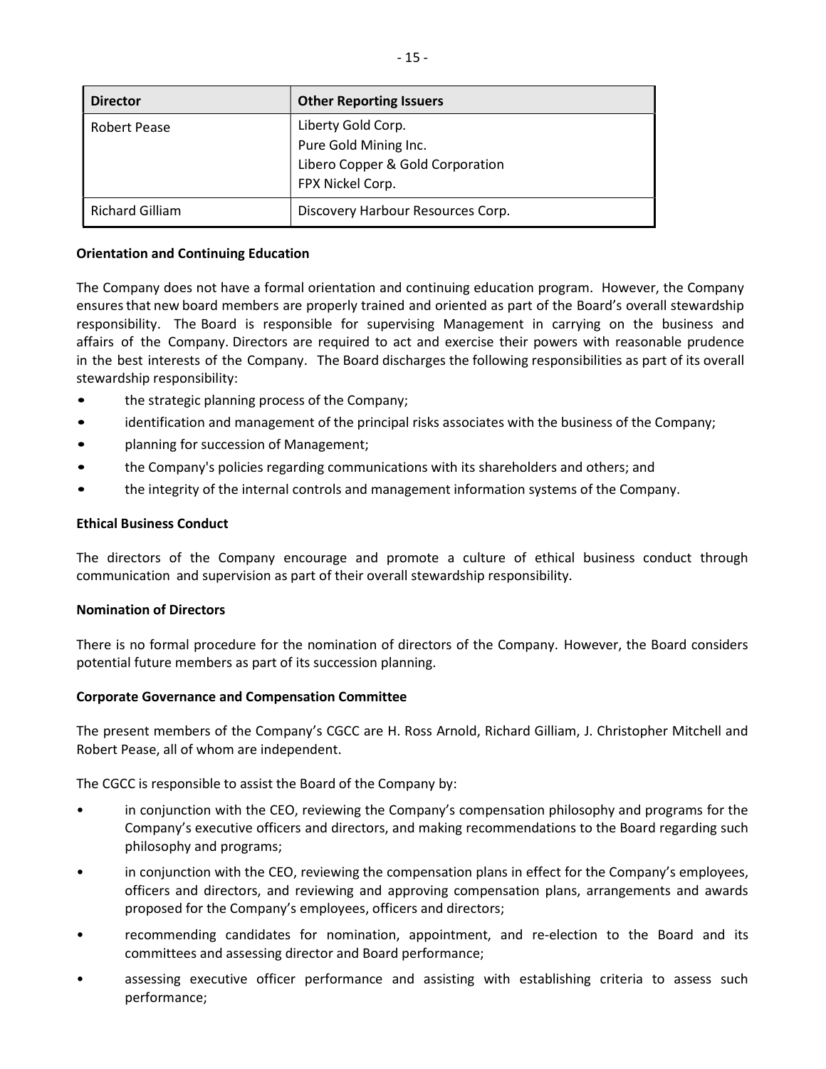| Director | Other Reporting Issuers |
| --- | --- |
| Robert Pease | Liberty Gold Corp.<br>Pure Gold Mining Inc.<br>Libero Copper & Gold Corporation<br>FPX Nickel Corp. |
| Richard Gilliam | Discovery Harbour Resources Corp. |

**Orientation and Continuing Education**

The Company does not have a formal orientation and continuing education program. However, the Company ensures that new board members are properly trained and oriented as part of the Board's overall stewardship responsibility. The Board is responsible for supervising Management in carrying on the business and affairs of the Company. Directors are required to act and exercise their powers with reasonable prudence in the best interests of the Company. The Board discharges the following responsibilities as part of its overall stewardship responsibility:

- the strategic planning process of the Company;
- identification and management of the principal risks associates with the business of the Company;
- planning for succession of Management;
- the Company's policies regarding communications with its shareholders and others; and
- the integrity of the internal controls and management information systems of the Company.

**Ethical Business Conduct**

The directors of the Company encourage and promote a culture of ethical business conduct through communication and supervision as part of their overall stewardship responsibility.

**Nomination of Directors**

There is no formal procedure for the nomination of directors of the Company. However, the Board considers potential future members as part of its succession planning.

**Corporate Governance and Compensation Committee**

The present members of the Company's CGCC are H. Ross Arnold, Richard Gilliam, J. Christopher Mitchell and Robert Pease, all of whom are independent.

The CGCC is responsible to assist the Board of the Company by:

- in conjunction with the CEO, reviewing the Company's compensation philosophy and programs for the Company's executive officers and directors, and making recommendations to the Board regarding such philosophy and programs;
- in conjunction with the CEO, reviewing the compensation plans in effect for the Company's employees, officers and directors, and reviewing and approving compensation plans, arrangements and awards proposed for the Company's employees, officers and directors;
- recommending candidates for nomination, appointment, and re-election to the Board and its committees and assessing director and Board performance;
- assessing executive officer performance and assisting with establishing criteria to assess such performance;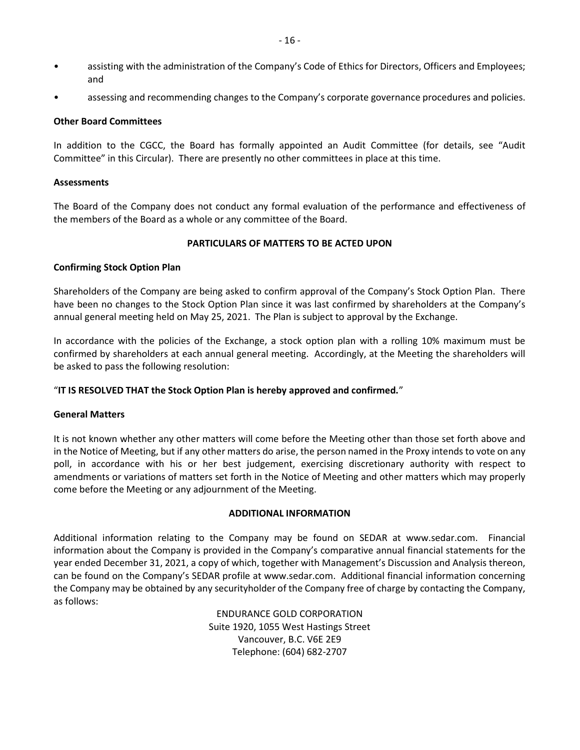- assisting with the administration of the Company's Code of Ethics for Directors, Officers and Employees; and
- assessing and recommending changes to the Company's corporate governance procedures and policies.

**Other Board Committees**

In addition to the CGCC, the Board has formally appointed an Audit Committee (for details, see "Audit Committee" in this Circular). There are presently no other committees in place at this time.

**Assessments**

The Board of the Company does not conduct any formal evaluation of the performance and effectiveness of the members of the Board as a whole or any committee of the Board.

## PARTICULARS OF MATTERS TO BE ACTED UPON

**Confirming Stock Option Plan**

Shareholders of the Company are being asked to confirm approval of the Company's Stock Option Plan. There have been no changes to the Stock Option Plan since it was last confirmed by shareholders at the Company's annual general meeting held on May 25, 2021. The Plan is subject to approval by the Exchange.

In accordance with the policies of the Exchange, a stock option plan with a rolling 10% maximum must be confirmed by shareholders at each annual general meeting. Accordingly, at the Meeting the shareholders will be asked to pass the following resolution:

"**IT IS RESOLVED THAT the Stock Option Plan is hereby approved and confirmed.**"

**General Matters**

It is not known whether any other matters will come before the Meeting other than those set forth above and in the Notice of Meeting, but if any other matters do arise, the person named in the Proxy intends to vote on any poll, in accordance with his or her best judgement, exercising discretionary authority with respect to amendments or variations of matters set forth in the Notice of Meeting and other matters which may properly come before the Meeting or any adjournment of the Meeting.

## ADDITIONAL INFORMATION

Additional information relating to the Company may be found on SEDAR at www.sedar.com. Financial information about the Company is provided in the Company's comparative annual financial statements for the year ended December 31, 2021, a copy of which, together with Management's Discussion and Analysis thereon, can be found on the Company's SEDAR profile at www.sedar.com. Additional financial information concerning the Company may be obtained by any securityholder of the Company free of charge by contacting the Company, as follows:

ENDURANCE GOLD CORPORATION
Suite 1920, 1055 West Hastings Street
Vancouver, B.C. V6E 2E9
Telephone: (604) 682-2707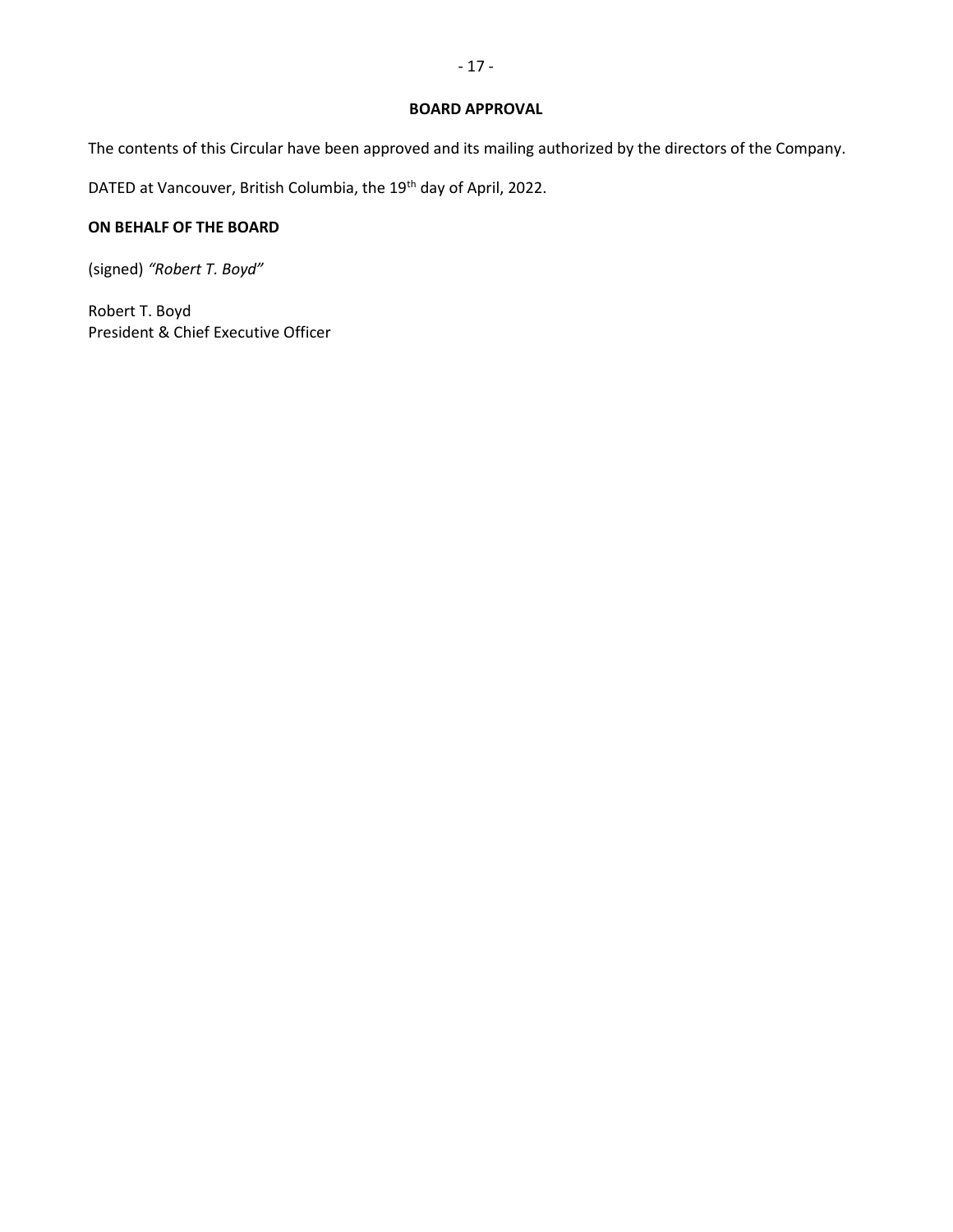## BOARD APPROVAL

The contents of this Circular have been approved and its mailing authorized by the directors of the Company.

DATED at Vancouver, British Columbia, the 19th day of April, 2022.

**ON BEHALF OF THE BOARD**

(signed) *"Robert T. Boyd"*

Robert T. Boyd
President & Chief Executive Officer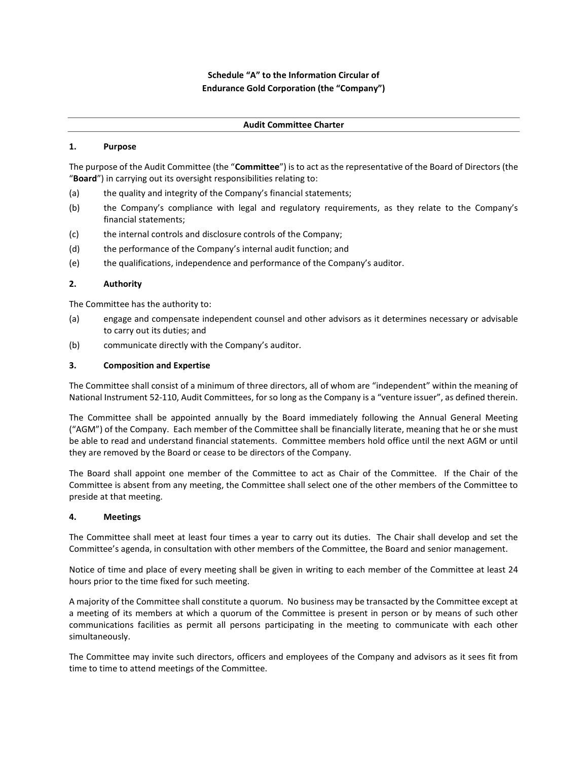**Schedule "A" to the Information Circular of**
**Endurance Gold Corporation (the "Company")**

---

**Audit Committee Charter**

---

## 1. Purpose

The purpose of the Audit Committee (the "**Committee**") is to act as the representative of the Board of Directors (the "**Board**") in carrying out its oversight responsibilities relating to:

(a) the quality and integrity of the Company's financial statements;

(b) the Company's compliance with legal and regulatory requirements, as they relate to the Company's financial statements;

(c) the internal controls and disclosure controls of the Company;

(d) the performance of the Company's internal audit function; and

(e) the qualifications, independence and performance of the Company's auditor.

## 2. Authority

The Committee has the authority to:

(a) engage and compensate independent counsel and other advisors as it determines necessary or advisable to carry out its duties; and

(b) communicate directly with the Company's auditor.

## 3. Composition and Expertise

The Committee shall consist of a minimum of three directors, all of whom are "independent" within the meaning of National Instrument 52-110, Audit Committees, for so long as the Company is a "venture issuer", as defined therein.

The Committee shall be appointed annually by the Board immediately following the Annual General Meeting ("AGM") of the Company. Each member of the Committee shall be financially literate, meaning that he or she must be able to read and understand financial statements. Committee members hold office until the next AGM or until they are removed by the Board or cease to be directors of the Company.

The Board shall appoint one member of the Committee to act as Chair of the Committee. If the Chair of the Committee is absent from any meeting, the Committee shall select one of the other members of the Committee to preside at that meeting.

## 4. Meetings

The Committee shall meet at least four times a year to carry out its duties. The Chair shall develop and set the Committee's agenda, in consultation with other members of the Committee, the Board and senior management.

Notice of time and place of every meeting shall be given in writing to each member of the Committee at least 24 hours prior to the time fixed for such meeting.

A majority of the Committee shall constitute a quorum. No business may be transacted by the Committee except at a meeting of its members at which a quorum of the Committee is present in person or by means of such other communications facilities as permit all persons participating in the meeting to communicate with each other simultaneously.

The Committee may invite such directors, officers and employees of the Company and advisors as it sees fit from time to time to attend meetings of the Committee.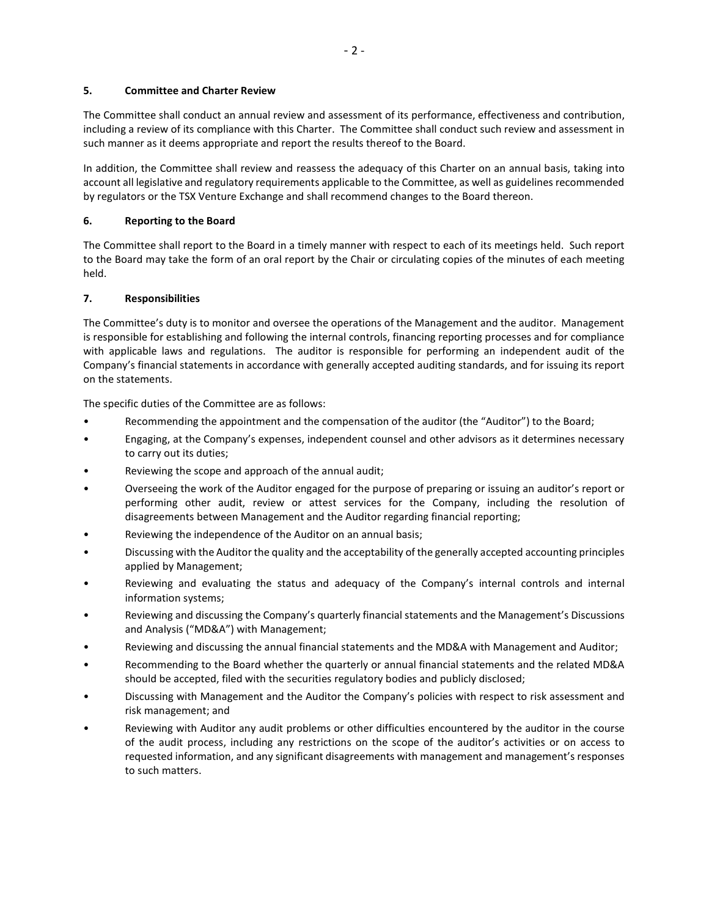### 5. Committee and Charter Review

The Committee shall conduct an annual review and assessment of its performance, effectiveness and contribution, including a review of its compliance with this Charter. The Committee shall conduct such review and assessment in such manner as it deems appropriate and report the results thereof to the Board.

In addition, the Committee shall review and reassess the adequacy of this Charter on an annual basis, taking into account all legislative and regulatory requirements applicable to the Committee, as well as guidelines recommended by regulators or the TSX Venture Exchange and shall recommend changes to the Board thereon.

### 6. Reporting to the Board

The Committee shall report to the Board in a timely manner with respect to each of its meetings held. Such report to the Board may take the form of an oral report by the Chair or circulating copies of the minutes of each meeting held.

### 7. Responsibilities

The Committee's duty is to monitor and oversee the operations of the Management and the auditor. Management is responsible for establishing and following the internal controls, financing reporting processes and for compliance with applicable laws and regulations. The auditor is responsible for performing an independent audit of the Company's financial statements in accordance with generally accepted auditing standards, and for issuing its report on the statements.

The specific duties of the Committee are as follows:

- Recommending the appointment and the compensation of the auditor (the "Auditor") to the Board;
- Engaging, at the Company's expenses, independent counsel and other advisors as it determines necessary to carry out its duties;
- Reviewing the scope and approach of the annual audit;
- Overseeing the work of the Auditor engaged for the purpose of preparing or issuing an auditor's report or performing other audit, review or attest services for the Company, including the resolution of disagreements between Management and the Auditor regarding financial reporting;
- Reviewing the independence of the Auditor on an annual basis;
- Discussing with the Auditor the quality and the acceptability of the generally accepted accounting principles applied by Management;
- Reviewing and evaluating the status and adequacy of the Company's internal controls and internal information systems;
- Reviewing and discussing the Company's quarterly financial statements and the Management's Discussions and Analysis ("MD&A") with Management;
- Reviewing and discussing the annual financial statements and the MD&A with Management and Auditor;
- Recommending to the Board whether the quarterly or annual financial statements and the related MD&A should be accepted, filed with the securities regulatory bodies and publicly disclosed;
- Discussing with Management and the Auditor the Company's policies with respect to risk assessment and risk management; and
- Reviewing with Auditor any audit problems or other difficulties encountered by the auditor in the course of the audit process, including any restrictions on the scope of the auditor's activities or on access to requested information, and any significant disagreements with management and management's responses to such matters.